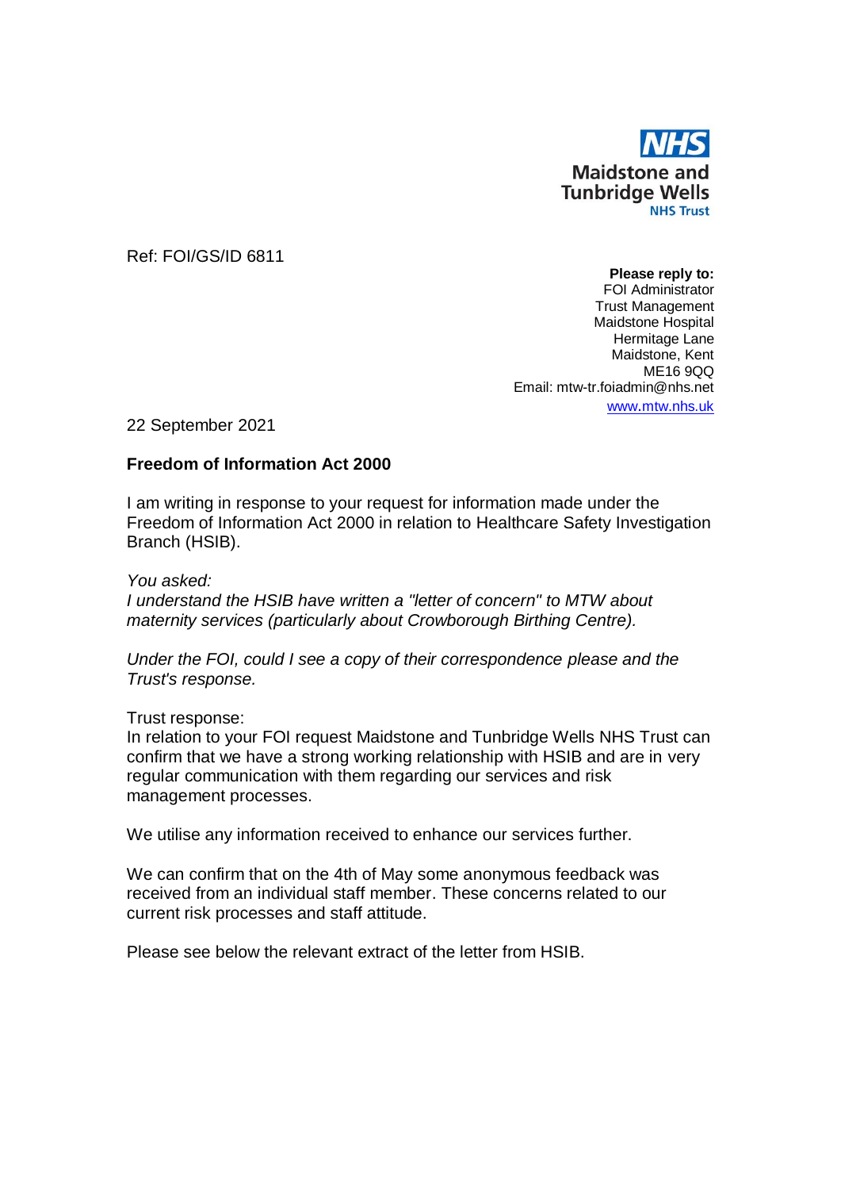NHS
Maidstone and
Tunbridge Wells
NHS Trust

Ref: FOI/GS/ID 6811

**Please reply to:**
FOI Administrator
Trust Management
Maidstone Hospital
Hermitage Lane
Maidstone, Kent
ME16 9QQ
Email: mtw-tr.foiadmin@nhs.net
www.mtw.nhs.uk

22 September 2021

**Freedom of Information Act 2000**

I am writing in response to your request for information made under the Freedom of Information Act 2000 in relation to Healthcare Safety Investigation Branch (HSIB).

*You asked:*
*I understand the HSIB have written a "letter of concern" to MTW about maternity services (particularly about Crowborough Birthing Centre).*

*Under the FOI, could I see a copy of their correspondence please and the Trust's response.*

Trust response:
In relation to your FOI request Maidstone and Tunbridge Wells NHS Trust can confirm that we have a strong working relationship with HSIB and are in very regular communication with them regarding our services and risk management processes.

We utilise any information received to enhance our services further.

We can confirm that on the 4th of May some anonymous feedback was received from an individual staff member. These concerns related to our current risk processes and staff attitude.

Please see below the relevant extract of the letter from HSIB.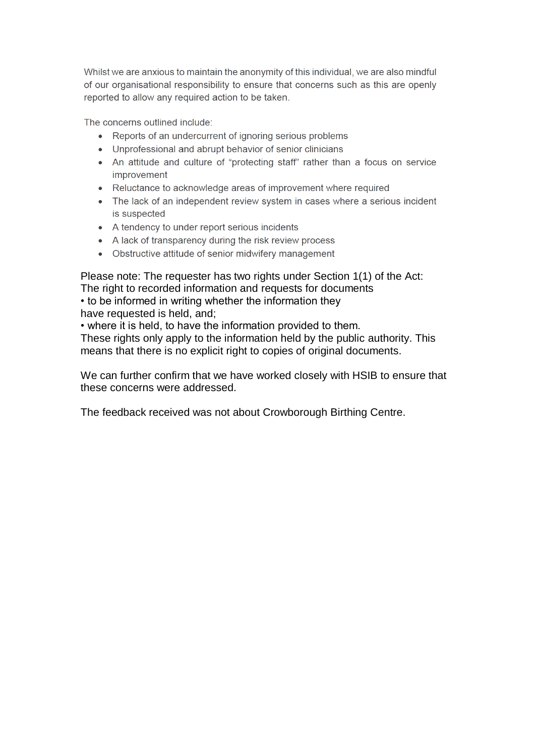Whilst we are anxious to maintain the anonymity of this individual, we are also mindful of our organisational responsibility to ensure that concerns such as this are openly reported to allow any required action to be taken.

The concerns outlined include:

- Reports of an undercurrent of ignoring serious problems
- Unprofessional and abrupt behavior of senior clinicians
- An attitude and culture of "protecting staff" rather than a focus on service improvement
- Reluctance to acknowledge areas of improvement where required
- The lack of an independent review system in cases where a serious incident is suspected
- A tendency to under report serious incidents
- A lack of transparency during the risk review process
- Obstructive attitude of senior midwifery management

Please note: The requester has two rights under Section 1(1) of the Act:
The right to recorded information and requests for documents
• to be informed in writing whether the information they have requested is held, and;
• where it is held, to have the information provided to them.
These rights only apply to the information held by the public authority. This means that there is no explicit right to copies of original documents.

We can further confirm that we have worked closely with HSIB to ensure that these concerns were addressed.

The feedback received was not about Crowborough Birthing Centre.